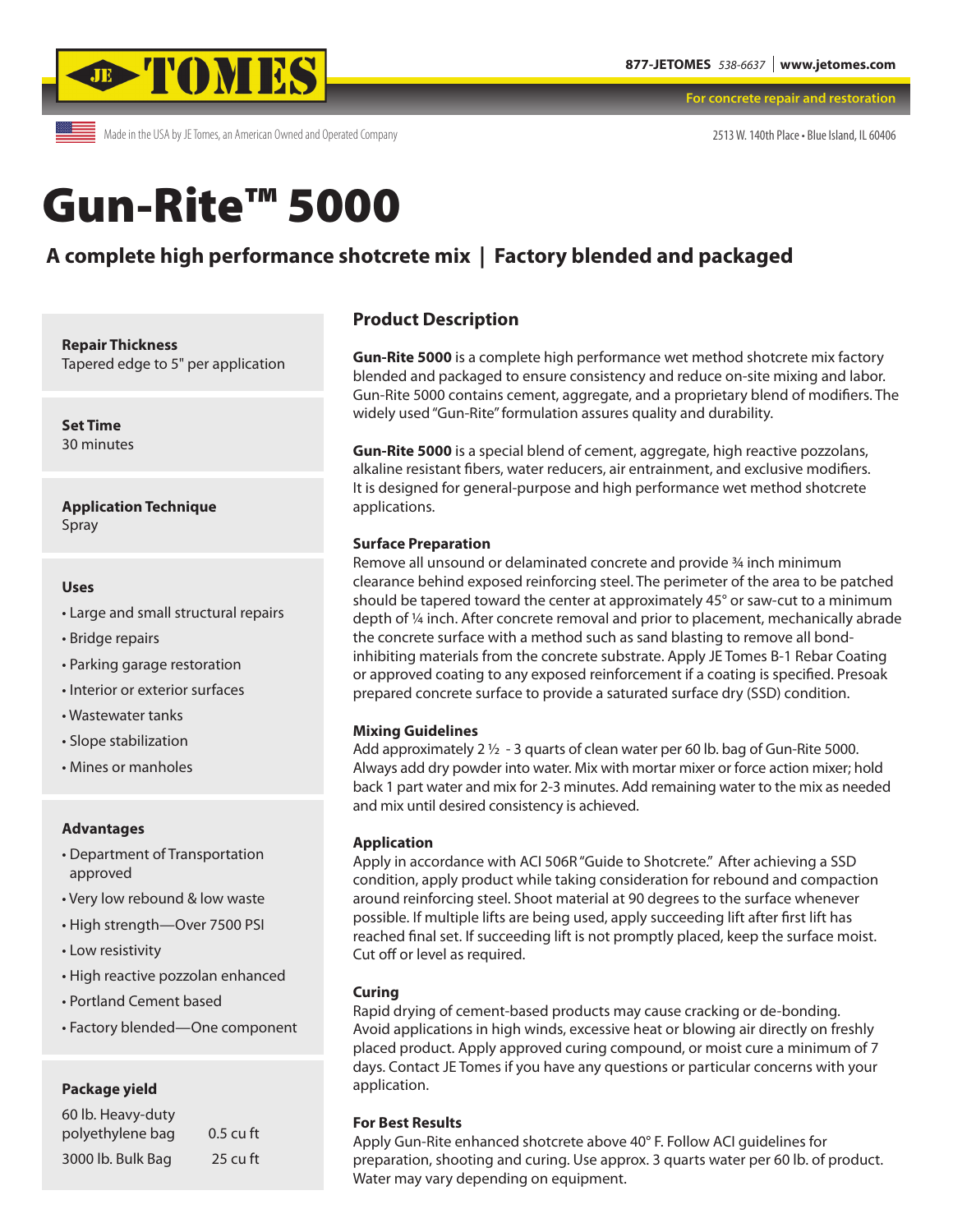JE TOMES

877-JETOMES *538-6637* | www.jetomes.com

For concrete repair and restoration

Made in the USA by JE Tomes, an American Owned and Operated Company

2513 W. 140th Place • Blue Island, IL 60406

# Gun-Rite™ 5000

## A complete high performance shotcrete mix | Factory blended and packaged

**Repair Thickness**
Tapered edge to 5" per application

**Set Time**
30 minutes

**Application Technique**
Spray

**Uses**

- Large and small structural repairs
- Bridge repairs
- Parking garage restoration
- Interior or exterior surfaces
- Wastewater tanks
- Slope stabilization
- Mines or manholes

**Advantages**

- Department of Transportation approved
- Very low rebound & low waste
- High strength—Over 7500 PSI
- Low resistivity
- High reactive pozzolan enhanced
- Portland Cement based
- Factory blended—One component

**Package yield**

| | |
|---|---|
| 60 lb. Heavy-duty polyethylene bag | 0.5 cu ft |
| 3000 lb. Bulk Bag | 25 cu ft |

### Product Description

**Gun-Rite 5000** is a complete high performance wet method shotcrete mix factory blended and packaged to ensure consistency and reduce on-site mixing and labor. Gun-Rite 5000 contains cement, aggregate, and a proprietary blend of modifiers. The widely used "Gun-Rite" formulation assures quality and durability.

**Gun-Rite 5000** is a special blend of cement, aggregate, high reactive pozzolans, alkaline resistant fibers, water reducers, air entrainment, and exclusive modifiers. It is designed for general-purpose and high performance wet method shotcrete applications.

**Surface Preparation**
Remove all unsound or delaminated concrete and provide ¾ inch minimum clearance behind exposed reinforcing steel. The perimeter of the area to be patched should be tapered toward the center at approximately 45° or saw-cut to a minimum depth of ¼ inch. After concrete removal and prior to placement, mechanically abrade the concrete surface with a method such as sand blasting to remove all bond-inhibiting materials from the concrete substrate. Apply JE Tomes B-1 Rebar Coating or approved coating to any exposed reinforcement if a coating is specified. Presoak prepared concrete surface to provide a saturated surface dry (SSD) condition.

**Mixing Guidelines**
Add approximately 2 ½ - 3 quarts of clean water per 60 lb. bag of Gun-Rite 5000. Always add dry powder into water. Mix with mortar mixer or force action mixer; hold back 1 part water and mix for 2-3 minutes. Add remaining water to the mix as needed and mix until desired consistency is achieved.

**Application**
Apply in accordance with ACI 506R "Guide to Shotcrete." After achieving a SSD condition, apply product while taking consideration for rebound and compaction around reinforcing steel. Shoot material at 90 degrees to the surface whenever possible. If multiple lifts are being used, apply succeeding lift after first lift has reached final set. If succeeding lift is not promptly placed, keep the surface moist. Cut off or level as required.

**Curing**
Rapid drying of cement-based products may cause cracking or de-bonding. Avoid applications in high winds, excessive heat or blowing air directly on freshly placed product. Apply approved curing compound, or moist cure a minimum of 7 days. Contact JE Tomes if you have any questions or particular concerns with your application.

**For Best Results**
Apply Gun-Rite enhanced shotcrete above 40° F. Follow ACI guidelines for preparation, shooting and curing. Use approx. 3 quarts water per 60 lb. of product. Water may vary depending on equipment.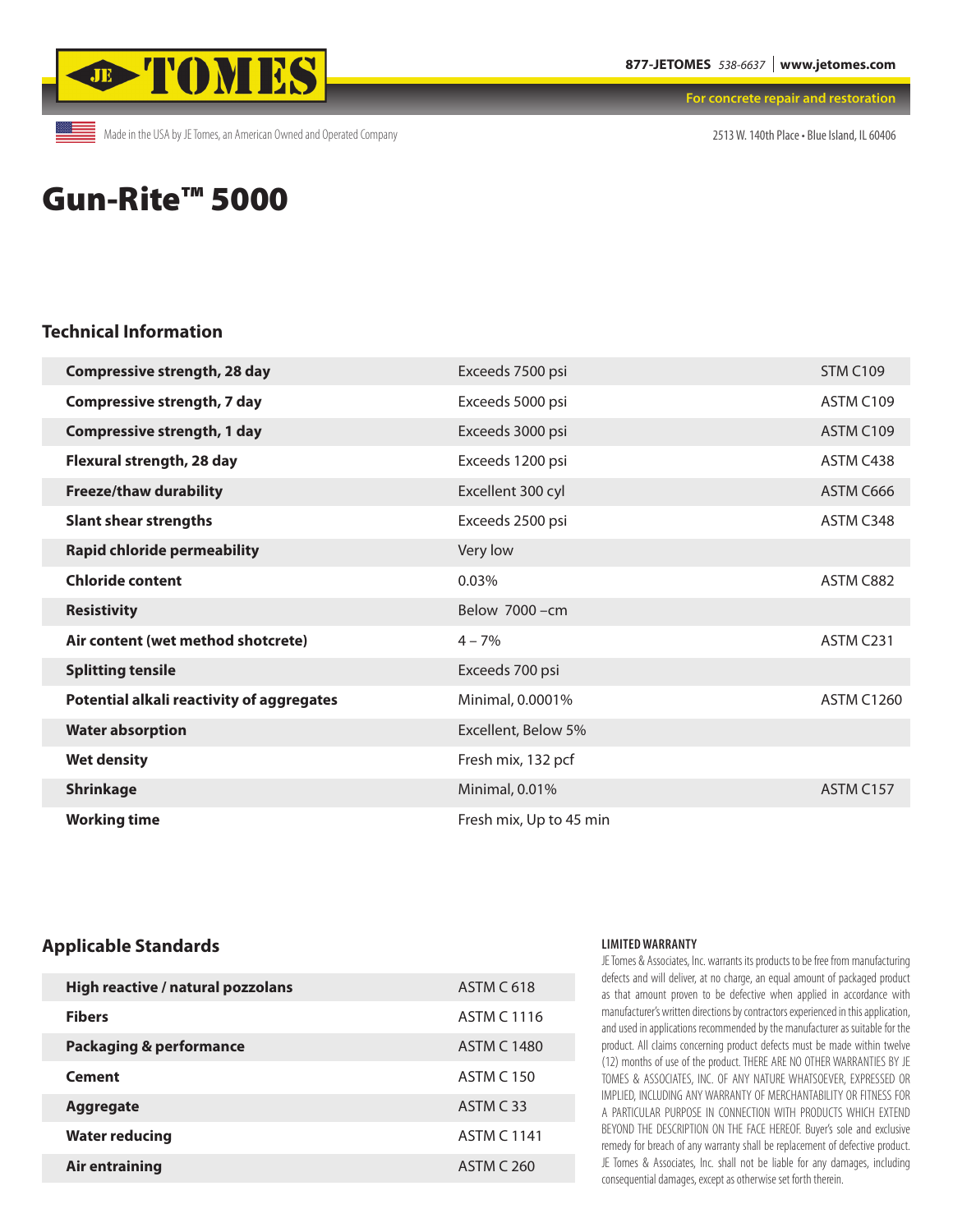877-JETOMES *538-6637* | www.jetomes.com

For concrete repair and restoration

Made in the USA by JE Tomes, an American Owned and Operated Company

2513 W. 140th Place • Blue Island, IL 60406

# Gun-Rite™ 5000

## Technical Information

| | | |
|---|---|---|
| **Compressive strength, 28 day** | Exceeds 7500 psi | STM C109 |
| **Compressive strength, 7 day** | Exceeds 5000 psi | ASTM C109 |
| **Compressive strength, 1 day** | Exceeds 3000 psi | ASTM C109 |
| **Flexural strength, 28 day** | Exceeds 1200 psi | ASTM C438 |
| **Freeze/thaw durability** | Excellent 300 cyl | ASTM C666 |
| **Slant shear strengths** | Exceeds 2500 psi | ASTM C348 |
| **Rapid chloride permeability** | Very low | |
| **Chloride content** | 0.03% | ASTM C882 |
| **Resistivity** | Below 7000 –cm | |
| **Air content (wet method shotcrete)** | 4 – 7% | ASTM C231 |
| **Splitting tensile** | Exceeds 700 psi | |
| **Potential alkali reactivity of aggregates** | Minimal, 0.0001% | ASTM C1260 |
| **Water absorption** | Excellent, Below 5% | |
| **Wet density** | Fresh mix, 132 pcf | |
| **Shrinkage** | Minimal, 0.01% | ASTM C157 |
| **Working time** | Fresh mix, Up to 45 min | |

## Applicable Standards

| | |
|---|---|
| **High reactive / natural pozzolans** | ASTM C 618 |
| **Fibers** | ASTM C 1116 |
| **Packaging & performance** | ASTM C 1480 |
| **Cement** | ASTM C 150 |
| **Aggregate** | ASTM C 33 |
| **Water reducing** | ASTM C 1141 |
| **Air entraining** | ASTM C 260 |

**LIMITED WARRANTY**

JE Tomes & Associates, Inc. warrants its products to be free from manufacturing defects and will deliver, at no charge, an equal amount of packaged product as that amount proven to be defective when applied in accordance with manufacturer's written directions by contractors experienced in this application, and used in applications recommended by the manufacturer as suitable for the product. All claims concerning product defects must be made within twelve (12) months of use of the product. THERE ARE NO OTHER WARRANTIES BY JE TOMES & ASSOCIATES, INC. OF ANY NATURE WHATSOEVER, EXPRESSED OR IMPLIED, INCLUDING ANY WARRANTY OF MERCHANTABILITY OR FITNESS FOR A PARTICULAR PURPOSE IN CONNECTION WITH PRODUCTS WHICH EXTEND BEYOND THE DESCRIPTION ON THE FACE HEREOF. Buyer's sole and exclusive remedy for breach of any warranty shall be replacement of defective product. JE Tomes & Associates, Inc. shall not be liable for any damages, including consequential damages, except as otherwise set forth therein.